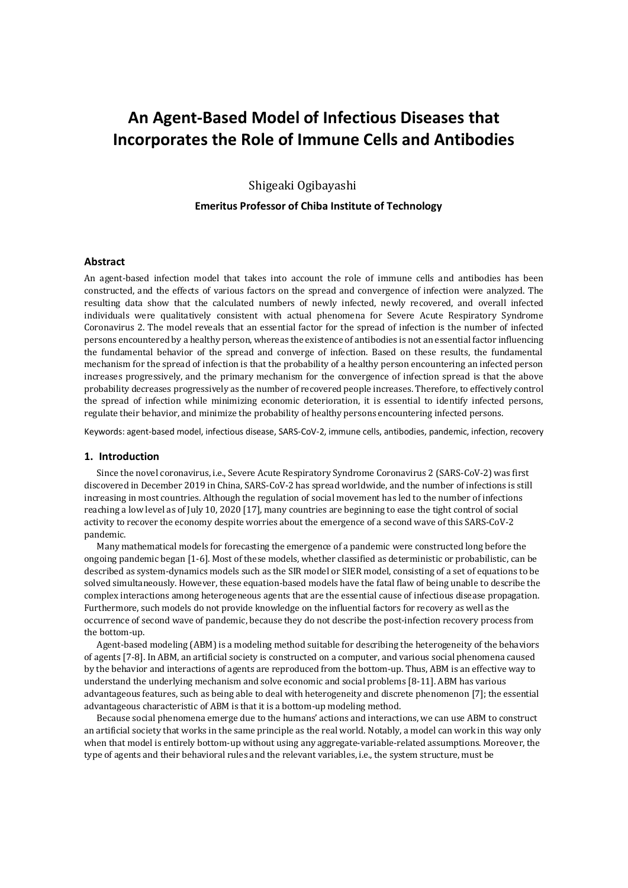# An Agent-Based Model of Infectious Diseases that Incorporates the Role of Immune Cells and Antibodies

Shigeaki Ogibayashi

**Emeritus Professor of Chiba Institute of Technology**

### Abstract

An agent-based infection model that takes into account the role of immune cells and antibodies has been constructed, and the effects of various factors on the spread and convergence of infection were analyzed. The resulting data show that the calculated numbers of newly infected, newly recovered, and overall infected individuals were qualitatively consistent with actual phenomena for Severe Acute Respiratory Syndrome Coronavirus 2. The model reveals that an essential factor for the spread of infection is the number of infected persons encountered by a healthy person, whereas the existence of antibodies is not an essential factor influencing the fundamental behavior of the spread and converge of infection. Based on these results, the fundamental mechanism for the spread of infection is that the probability of a healthy person encountering an infected person increases progressively, and the primary mechanism for the convergence of infection spread is that the above probability decreases progressively as the number of recovered people increases. Therefore, to effectively control the spread of infection while minimizing economic deterioration, it is essential to identify infected persons, regulate their behavior, and minimize the probability of healthy persons encountering infected persons.

Keywords: agent-based model, infectious disease, SARS-CoV-2, immune cells, antibodies, pandemic, infection, recovery

### 1. Introduction

Since the novel coronavirus, i.e., Severe Acute Respiratory Syndrome Coronavirus 2 (SARS-CoV-2) was first discovered in December 2019 in China, SARS-CoV-2 has spread worldwide, and the number of infections is still increasing in most countries. Although the regulation of social movement has led to the number of infections reaching a low level as of July 10, 2020 [17], many countries are beginning to ease the tight control of social activity to recover the economy despite worries about the emergence of a second wave of this SARS-CoV-2 pandemic.

Many mathematical models for forecasting the emergence of a pandemic were constructed long before the ongoing pandemic began [1-6]. Most of these models, whether classified as deterministic or probabilistic, can be described as system-dynamics models such as the SIR model or SIER model, consisting of a set of equations to be solved simultaneously. However, these equation-based models have the fatal flaw of being unable to describe the complex interactions among heterogeneous agents that are the essential cause of infectious disease propagation. Furthermore, such models do not provide knowledge on the influential factors for recovery as well as the occurrence of second wave of pandemic, because they do not describe the post-infection recovery process from the bottom-up.

Agent-based modeling (ABM) is a modeling method suitable for describing the heterogeneity of the behaviors of agents [7-8]. In ABM, an artificial society is constructed on a computer, and various social phenomena caused by the behavior and interactions of agents are reproduced from the bottom-up. Thus, ABM is an effective way to understand the underlying mechanism and solve economic and social problems [8-11]. ABM has various advantageous features, such as being able to deal with heterogeneity and discrete phenomenon [7]; the essential advantageous characteristic of ABM is that it is a bottom-up modeling method.

Because social phenomena emerge due to the humans' actions and interactions, we can use ABM to construct an artificial society that works in the same principle as the real world. Notably, a model can work in this way only when that model is entirely bottom-up without using any aggregate-variable-related assumptions. Moreover, the type of agents and their behavioral rules and the relevant variables, i.e., the system structure, must be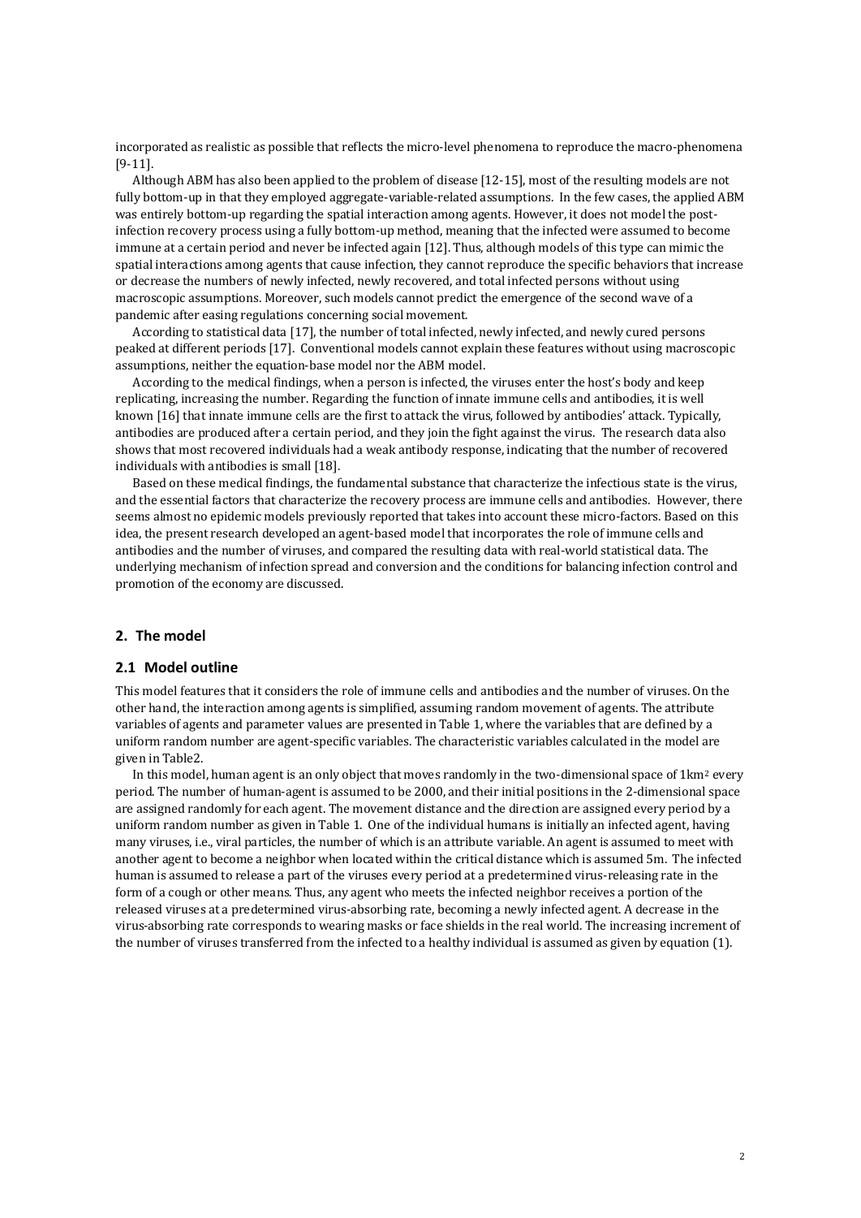incorporated as realistic as possible that reflects the micro-level phenomena to reproduce the macro-phenomena [9-11].

Although ABM has also been applied to the problem of disease [12-15], most of the resulting models are not fully bottom-up in that they employed aggregate-variable-related assumptions. In the few cases, the applied ABM was entirely bottom-up regarding the spatial interaction among agents. However, it does not model the post-infection recovery process using a fully bottom-up method, meaning that the infected were assumed to become immune at a certain period and never be infected again [12]. Thus, although models of this type can mimic the spatial interactions among agents that cause infection, they cannot reproduce the specific behaviors that increase or decrease the numbers of newly infected, newly recovered, and total infected persons without using macroscopic assumptions. Moreover, such models cannot predict the emergence of the second wave of a pandemic after easing regulations concerning social movement.

According to statistical data [17], the number of total infected, newly infected, and newly cured persons peaked at different periods [17]. Conventional models cannot explain these features without using macroscopic assumptions, neither the equation-base model nor the ABM model.

According to the medical findings, when a person is infected, the viruses enter the host's body and keep replicating, increasing the number. Regarding the function of innate immune cells and antibodies, it is well known [16] that innate immune cells are the first to attack the virus, followed by antibodies' attack. Typically, antibodies are produced after a certain period, and they join the fight against the virus. The research data also shows that most recovered individuals had a weak antibody response, indicating that the number of recovered individuals with antibodies is small [18].

Based on these medical findings, the fundamental substance that characterize the infectious state is the virus, and the essential factors that characterize the recovery process are immune cells and antibodies. However, there seems almost no epidemic models previously reported that takes into account these micro-factors. Based on this idea, the present research developed an agent-based model that incorporates the role of immune cells and antibodies and the number of viruses, and compared the resulting data with real-world statistical data. The underlying mechanism of infection spread and conversion and the conditions for balancing infection control and promotion of the economy are discussed.

## 2. The model

### 2.1 Model outline

This model features that it considers the role of immune cells and antibodies and the number of viruses. On the other hand, the interaction among agents is simplified, assuming random movement of agents. The attribute variables of agents and parameter values are presented in Table 1, where the variables that are defined by a uniform random number are agent-specific variables. The characteristic variables calculated in the model are given in Table2.

In this model, human agent is an only object that moves randomly in the two-dimensional space of 1km$^2$ every period. The number of human-agent is assumed to be 2000, and their initial positions in the 2-dimensional space are assigned randomly for each agent. The movement distance and the direction are assigned every period by a uniform random number as given in Table 1. One of the individual humans is initially an infected agent, having many viruses, i.e., viral particles, the number of which is an attribute variable. An agent is assumed to meet with another agent to become a neighbor when located within the critical distance which is assumed 5m. The infected human is assumed to release a part of the viruses every period at a predetermined virus-releasing rate in the form of a cough or other means. Thus, any agent who meets the infected neighbor receives a portion of the released viruses at a predetermined virus-absorbing rate, becoming a newly infected agent. A decrease in the virus-absorbing rate corresponds to wearing masks or face shields in the real world. The increasing increment of the number of viruses transferred from the infected to a healthy individual is assumed as given by equation (1).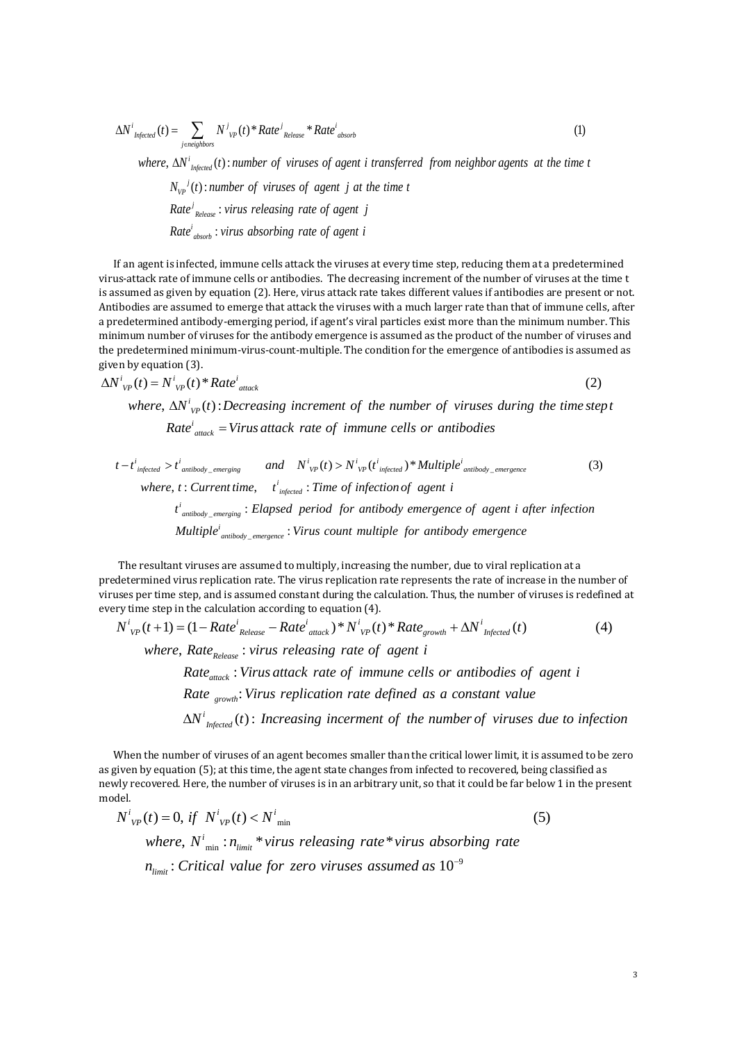$$\Delta N^{i}_{Infected}(t) = \sum_{j \in neighbors} N^{j}_{VP}(t) * Rate^{j}_{Release} * Rate^{i}_{absorb} \tag{1}$$

where, $\Delta N^{i}_{Infected}(t)$ : *number of viruses of agent i transferred from neighbor agents at the time t*

$N_{VP}{}^{j}(t)$ : *number of viruses of agent j at the time t*

$Rate^{j}_{Release}$ : *virus releasing rate of agent j*

$Rate^{i}_{absorb}$ : *virus absorbing rate of agent i*

If an agent is infected, immune cells attack the viruses at every time step, reducing them at a predetermined virus-attack rate of immune cells or antibodies. The decreasing increment of the number of viruses at the time t is assumed as given by equation (2). Here, virus attack rate takes different values if antibodies are present or not. Antibodies are assumed to emerge that attack the viruses with a much larger rate than that of immune cells, after a predetermined antibody-emerging period, if agent's viral particles exist more than the minimum number. This minimum number of viruses for the antibody emergence is assumed as the product of the number of viruses and the predetermined minimum-virus-count-multiple. The condition for the emergence of antibodies is assumed as given by equation (3).

$$\Delta N^{i}_{VP}(t) = N^{i}_{VP}(t) * Rate^{i}_{attack} \tag{2}$$

where, $\Delta N^{i}_{VP}(t)$ : *Decreasing increment of the number of viruses during the time step t*

$Rate^{i}_{attack}$ = *Virus attack rate of immune cells or antibodies*

$$t - t^{i}_{infected} > t^{i}_{antibody\_emerging} \quad \text{and} \quad N^{i}_{VP}(t) > N^{i}_{VP}(t^{i}_{infected}) * Multiple^{i}_{antibody\_emergence} \tag{3}$$

where, $t$ : *Current time*, $t^{i}_{infected}$ : *Time of infection of agent i*

$t^{i}_{antibody\_emerging}$ : *Elapsed period for antibody emergence of agent i after infection*

$Multiple^{i}_{antibody\_emergence}$ : *Virus count multiple for antibody emergence*

The resultant viruses are assumed to multiply, increasing the number, due to viral replication at a predetermined virus replication rate. The virus replication rate represents the rate of increase in the number of viruses per time step, and is assumed constant during the calculation. Thus, the number of viruses is redefined at every time step in the calculation according to equation (4).

$$N^{i}_{VP}(t+1) = (1 - Rate^{i}_{Release} - Rate^{i}_{attack}) * N^{i}_{VP}(t) * Rate_{growth} + \Delta N^{i}_{Infected}(t) \tag{4}$$

where, $Rate_{Release}$ : *virus releasing rate of agent i*

$Rate_{attack}$ : *Virus attack rate of immune cells or antibodies of agent i*

$Rate_{growth}$: *Virus replication rate defined as a constant value*

$\Delta N^{i}_{Infected}(t)$ : *Increasing incerment of the number of viruses due to infection*

When the number of viruses of an agent becomes smaller than the critical lower limit, it is assumed to be zero as given by equation (5); at this time, the agent state changes from infected to recovered, being classified as newly recovered. Here, the number of viruses is in an arbitrary unit, so that it could be far below 1 in the present model.

$$N^{i}_{VP}(t) = 0, \text{ if } N^{i}_{VP}(t) < N^{i}_{\min} \tag{5}$$

where, $N^{i}_{\min}$ : $n_{limit}$ * *virus releasing rate* * *virus absorbing rate*

$n_{limit}$ : *Critical value for zero viruses assumed as* $10^{-9}$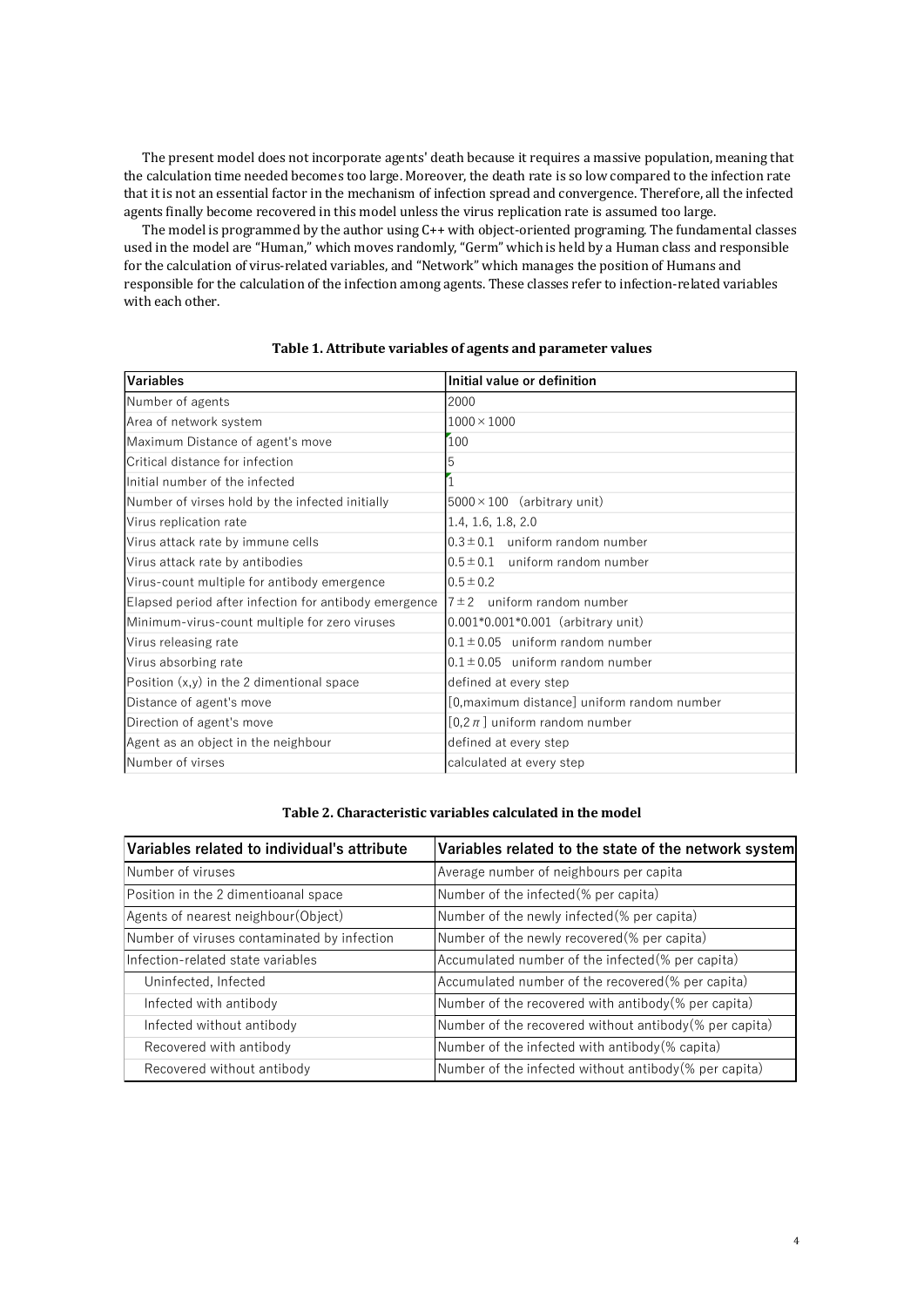The present model does not incorporate agents' death because it requires a massive population, meaning that the calculation time needed becomes too large. Moreover, the death rate is so low compared to the infection rate that it is not an essential factor in the mechanism of infection spread and convergence. Therefore, all the infected agents finally become recovered in this model unless the virus replication rate is assumed too large.

The model is programmed by the author using C++ with object-oriented programing. The fundamental classes used in the model are "Human," which moves randomly, "Germ" which is held by a Human class and responsible for the calculation of virus-related variables, and "Network" which manages the position of Humans and responsible for the calculation of the infection among agents. These classes refer to infection-related variables with each other.

**Table 1. Attribute variables of agents and parameter values**

| Variables | Initial value or definition |
|---|---|
| Number of agents | 2000 |
| Area of network system | $1000 \times 1000$ |
| Maximum Distance of agent's move | 100 |
| Critical distance for infection | 5 |
| Initial number of the infected | 1 |
| Number of virses hold by the infected initially | $5000 \times 100$ (arbitrary unit) |
| Virus replication rate | 1.4, 1.6, 1.8, 2.0 |
| Virus attack rate by immune cells | $0.3 \pm 0.1$ uniform random number |
| Virus attack rate by antibodies | $0.5 \pm 0.1$ uniform random number |
| Virus-count multiple for antibody emergence | $0.5 \pm 0.2$ |
| Elapsed period after infection for antibody emergence | $7 \pm 2$ uniform random number |
| Minimum-virus-count multiple for zero viruses | 0.001*0.001*0.001 (arbitrary unit) |
| Virus releasing rate | $0.1 \pm 0.05$ uniform random number |
| Virus absorbing rate | $0.1 \pm 0.05$ uniform random number |
| Position (x,y) in the 2 dimentional space | defined at every step |
| Distance of agent's move | [0,maximum distance] uniform random number |
| Direction of agent's move | $[0, 2\pi]$ uniform random number |
| Agent as an object in the neighbour | defined at every step |
| Number of virses | calculated at every step |

**Table 2. Characteristic variables calculated in the model**

| Variables related to individual's attribute | Variables related to the state of the network system |
|---|---|
| Number of viruses | Average number of neighbours per capita |
| Position in the 2 dimentioanal space | Number of the infected(% per capita) |
| Agents of nearest neighbour(Object) | Number of the newly infected(% per capita) |
| Number of viruses contaminated by infection | Number of the newly recovered(% per capita) |
| Infection-related state variables | Accumulated number of the infected(% per capita) |
| Uninfected, Infected | Accumulated number of the recovered(% per capita) |
| Infected with antibody | Number of the recovered with antibody(% per capita) |
| Infected without antibody | Number of the recovered without antibody(% per capita) |
| Recovered with antibody | Number of the infected with antibody(% capita) |
| Recovered without antibody | Number of the infected without antibody(% per capita) |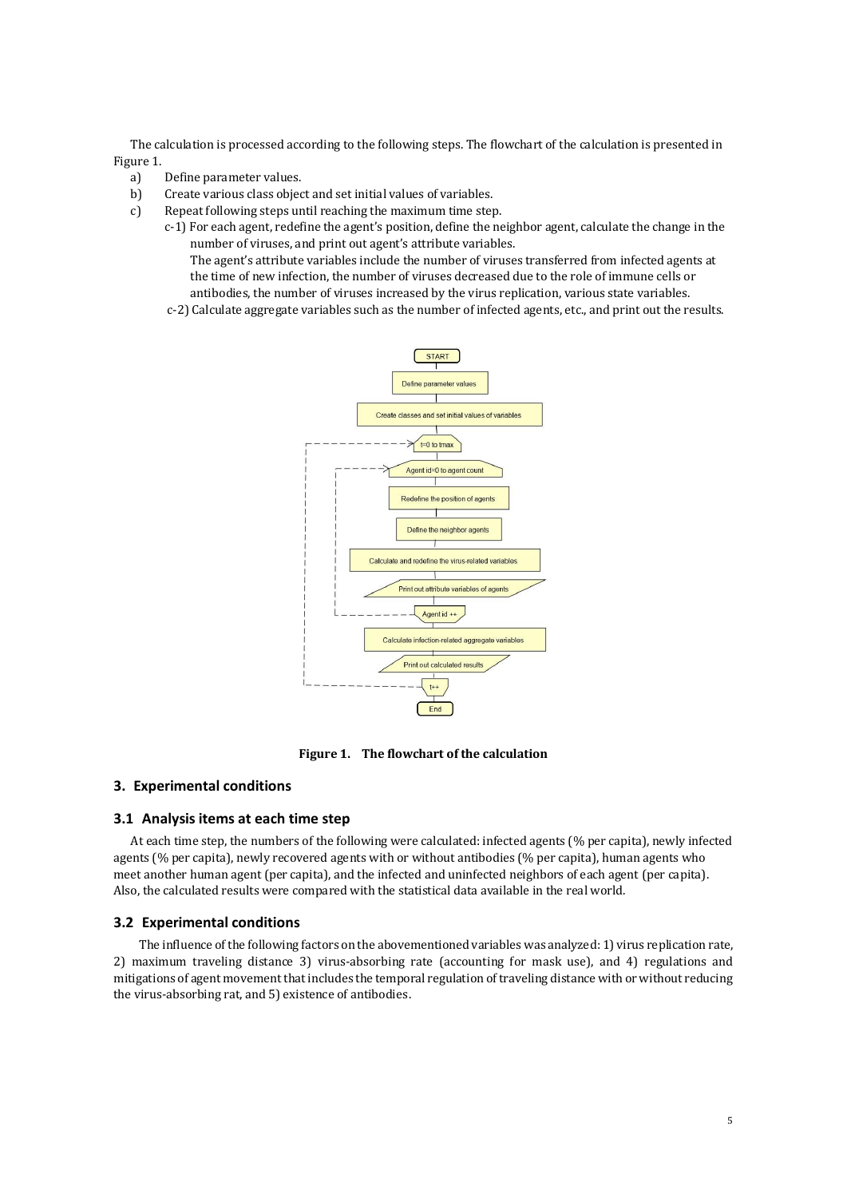The calculation is processed according to the following steps. The flowchart of the calculation is presented in Figure 1.

a) Define parameter values.
b) Create various class object and set initial values of variables.
c) Repeat following steps until reaching the maximum time step.
    c-1) For each agent, redefine the agent's position, define the neighbor agent, calculate the change in the number of viruses, and print out agent's attribute variables.
    The agent's attribute variables include the number of viruses transferred from infected agents at the time of new infection, the number of viruses decreased due to the role of immune cells or antibodies, the number of viruses increased by the virus replication, various state variables.
    c-2) Calculate aggregate variables such as the number of infected agents, etc., and print out the results.

**Figure 1. The flowchart of the calculation**

## 3. Experimental conditions

### 3.1 Analysis items at each time step

At each time step, the numbers of the following were calculated: infected agents (% per capita), newly infected agents (% per capita), newly recovered agents with or without antibodies (% per capita), human agents who meet another human agent (per capita), and the infected and uninfected neighbors of each agent (per capita). Also, the calculated results were compared with the statistical data available in the real world.

### 3.2 Experimental conditions

The influence of the following factors on the abovementioned variables was analyzed: 1) virus replication rate, 2) maximum traveling distance 3) virus-absorbing rate (accounting for mask use), and 4) regulations and mitigations of agent movement that includes the temporal regulation of traveling distance with or without reducing the virus-absorbing rat, and 5) existence of antibodies.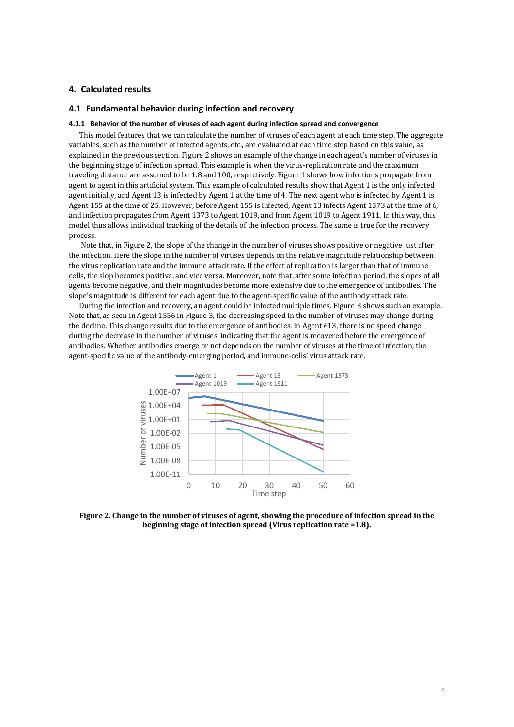## 4. Calculated results

### 4.1 Fundamental behavior during infection and recovery

#### 4.1.1 Behavior of the number of viruses of each agent during infection spread and convergence

This model features that we can calculate the number of viruses of each agent at each time step. The aggregate variables, such as the number of infected agents, etc., are evaluated at each time step based on this value, as explained in the previous section. Figure 2 shows an example of the change in each agent's number of viruses in the beginning stage of infection spread. This example is when the virus-replication rate and the maximum traveling distance are assumed to be 1.8 and 100, respectively. Figure 1 shows how infections propagate from agent to agent in this artificial system. This example of calculated results show that Agent 1 is the only infected agent initially, and Agent 13 is infected by Agent 1 at the time of 4. The next agent who is infected by Agent 1 is Agent 155 at the time of 25. However, before Agent 155 is infected, Agent 13 infects Agent 1373 at the time of 6, and infection propagates from Agent 1373 to Agent 1019, and from Agent 1019 to Agent 1911. In this way, this model thus allows individual tracking of the details of the infection process. The same is true for the recovery process.

Note that, in Figure 2, the slope of the change in the number of viruses shows positive or negative just after the infection. Here the slope in the number of viruses depends on the relative magnitude relationship between the virus replication rate and the immune attack rate. If the effect of replication is larger than that of immune cells, the slop becomes positive, and vice versa. Moreover, note that, after some infection period, the slopes of all agents become negative, and their magnitudes become more extensive due to the emergence of antibodies. The slope's magnitude is different for each agent due to the agent-specific value of the antibody attack rate.

During the infection and recovery, an agent could be infected multiple times. Figure 3 shows such an example. Note that, as seen in Agent 1556 in Figure 3, the decreasing speed in the number of viruses may change during the decline. This change results due to the emergence of antibodies. In Agent 613, there is no speed change during the decrease in the number of viruses, indicating that the agent is recovered before the emergence of antibodies. Whether antibodies emerge or not depends on the number of viruses at the time of infection, the agent-specific value of the antibody-emerging period, and immune-cells' virus attack rate.

**Figure 2. Change in the number of viruses of agent, showing the procedure of infection spread in the beginning stage of infection spread (Virus replication rate =1.8).**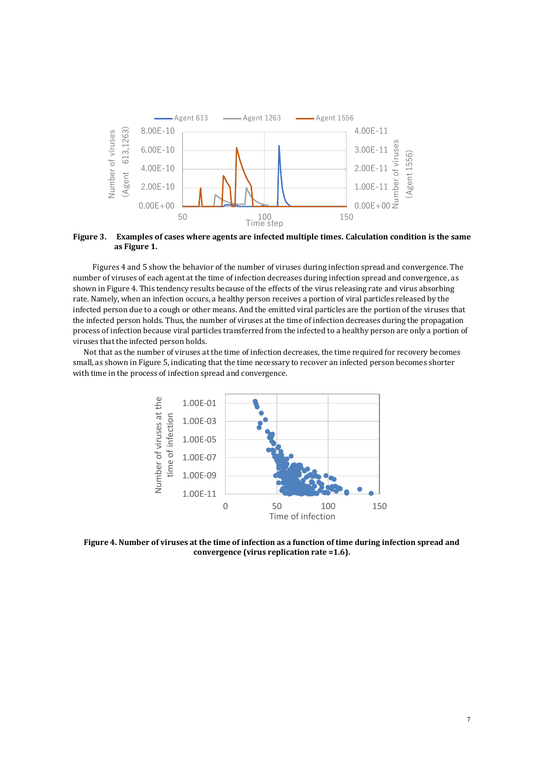**Figure 3.** **Examples of cases where agents are infected multiple times. Calculation condition is the same as Figure 1.**

Figures 4 and 5 show the behavior of the number of viruses during infection spread and convergence. The number of viruses of each agent at the time of infection decreases during infection spread and convergence, as shown in Figure 4. This tendency results because of the effects of the virus releasing rate and virus absorbing rate. Namely, when an infection occurs, a healthy person receives a portion of viral particles released by the infected person due to a cough or other means. And the emitted viral particles are the portion of the viruses that the infected person holds. Thus, the number of viruses at the time of infection decreases during the propagation process of infection because viral particles transferred from the infected to a healthy person are only a portion of viruses that the infected person holds.

Not that as the number of viruses at the time of infection decreases, the time required for recovery becomes small, as shown in Figure 5, indicating that the time necessary to recover an infected person becomes shorter with time in the process of infection spread and convergence.

**Figure 4. Number of viruses at the time of infection as a function of time during infection spread and convergence (virus replication rate =1.6).**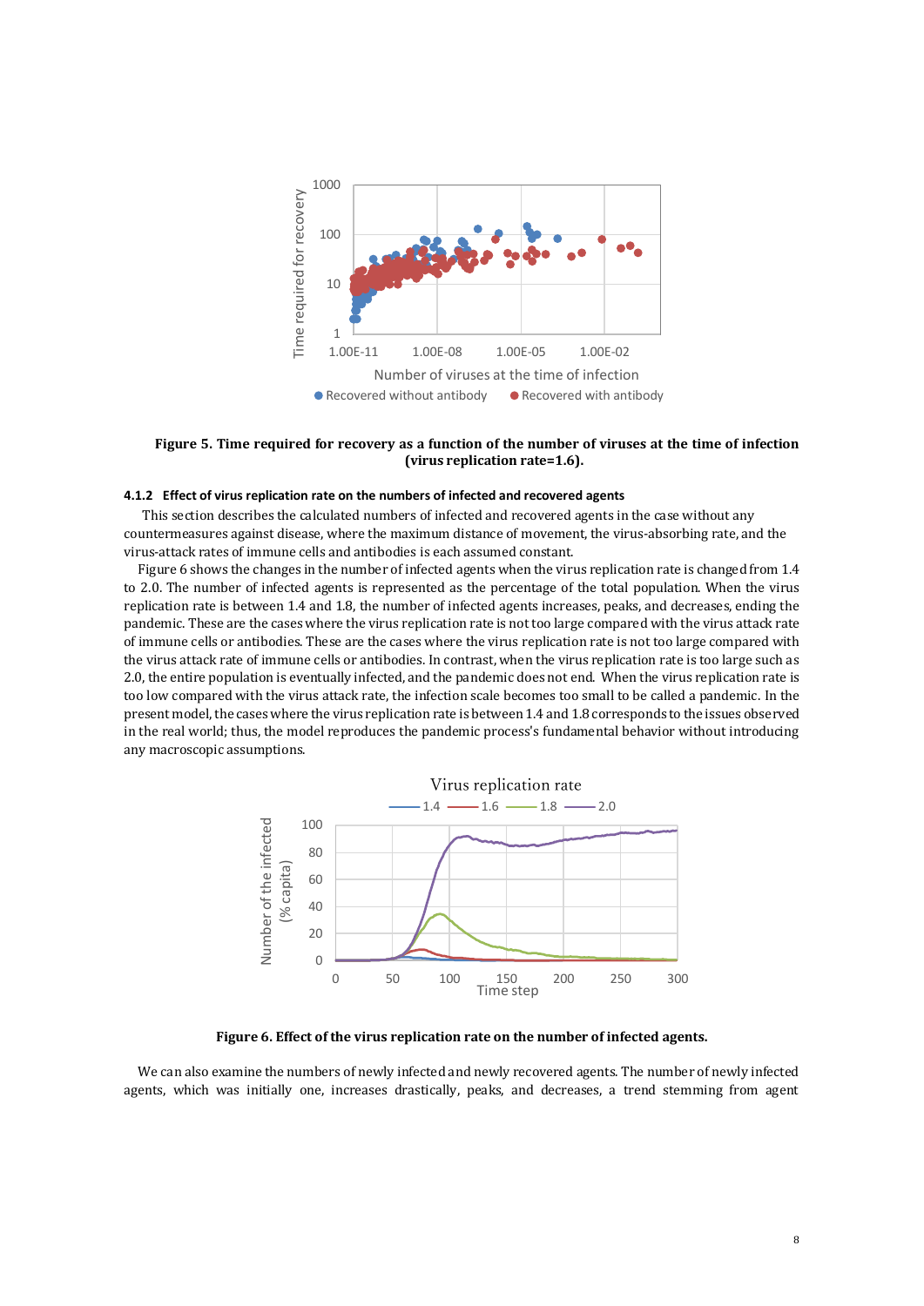**Figure 5. Time required for recovery as a function of the number of viruses at the time of infection (virus replication rate=1.6).**

#### 4.1.2 Effect of virus replication rate on the numbers of infected and recovered agents

This section describes the calculated numbers of infected and recovered agents in the case without any countermeasures against disease, where the maximum distance of movement, the virus-absorbing rate, and the virus-attack rates of immune cells and antibodies is each assumed constant.

Figure 6 shows the changes in the number of infected agents when the virus replication rate is changed from 1.4 to 2.0. The number of infected agents is represented as the percentage of the total population. When the virus replication rate is between 1.4 and 1.8, the number of infected agents increases, peaks, and decreases, ending the pandemic. These are the cases where the virus replication rate is not too large compared with the virus attack rate of immune cells or antibodies. These are the cases where the virus replication rate is not too large compared with the virus attack rate of immune cells or antibodies. In contrast, when the virus replication rate is too large such as 2.0, the entire population is eventually infected, and the pandemic does not end. When the virus replication rate is too low compared with the virus attack rate, the infection scale becomes too small to be called a pandemic. In the present model, the cases where the virus replication rate is between 1.4 and 1.8 corresponds to the issues observed in the real world; thus, the model reproduces the pandemic process's fundamental behavior without introducing any macroscopic assumptions.

**Figure 6. Effect of the virus replication rate on the number of infected agents.**

We can also examine the numbers of newly infected and newly recovered agents. The number of newly infected agents, which was initially one, increases drastically, peaks, and decreases, a trend stemming from agent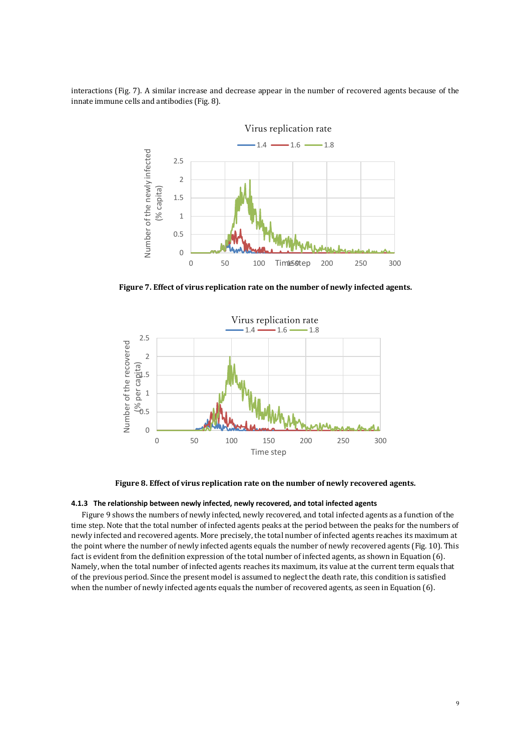interactions (Fig. 7). A similar increase and decrease appear in the number of recovered agents because of the innate immune cells and antibodies (Fig. 8).

**Figure 7. Effect of virus replication rate on the number of newly infected agents.**

**Figure 8. Effect of virus replication rate on the number of newly recovered agents.**

#### 4.1.3 The relationship between newly infected, newly recovered, and total infected agents

Figure 9 shows the numbers of newly infected, newly recovered, and total infected agents as a function of the time step. Note that the total number of infected agents peaks at the period between the peaks for the numbers of newly infected and recovered agents. More precisely, the total number of infected agents reaches its maximum at the point where the number of newly infected agents equals the number of newly recovered agents (Fig. 10). This fact is evident from the definition expression of the total number of infected agents, as shown in Equation (6). Namely, when the total number of infected agents reaches its maximum, its value at the current term equals that of the previous period. Since the present model is assumed to neglect the death rate, this condition is satisfied when the number of newly infected agents equals the number of recovered agents, as seen in Equation (6).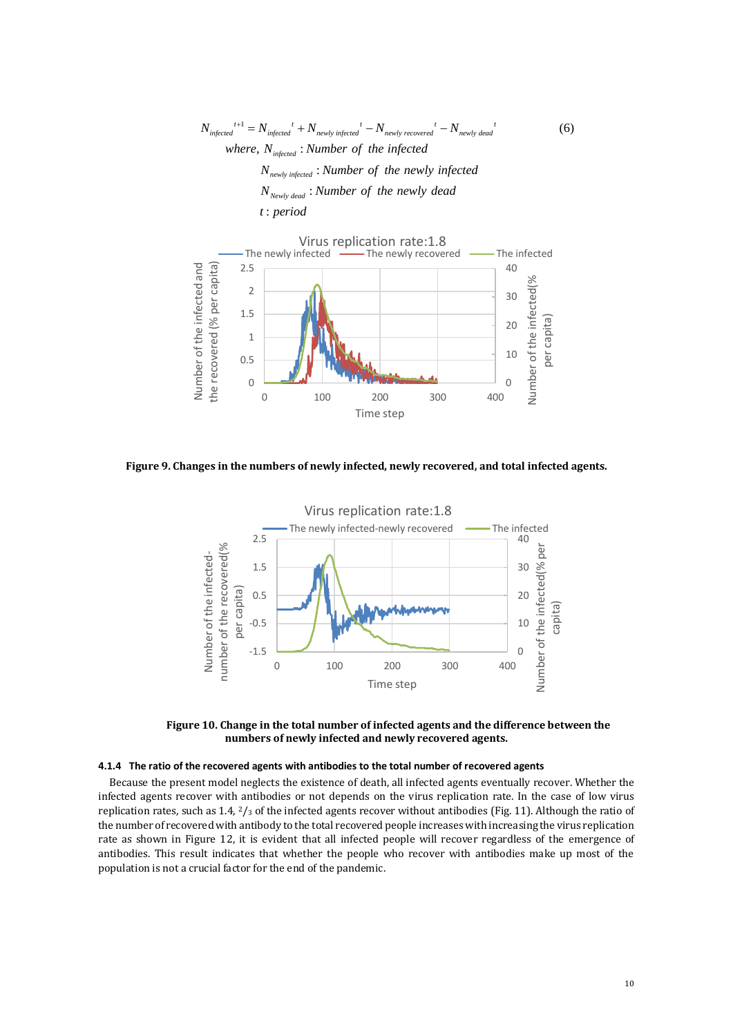$$N_{infected}{}^{t+1} = N_{infected}{}^{t} + N_{newly\ infected}{}^{t} - N_{newly\ recovered}{}^{t} - N_{newly\ dead}{}^{t} \tag{6}$$

where, $N_{infected}$ : *Number of the infected*

$N_{newly\ infected}$ : *Number of the newly infected*

$N_{Newly\ dead}$ : *Number of the newly dead*

$t$ : *period*

**Figure 9. Changes in the numbers of newly infected, newly recovered, and total infected agents.**

**Figure 10. Change in the total number of infected agents and the difference between the numbers of newly infected and newly recovered agents.**

#### 4.1.4 The ratio of the recovered agents with antibodies to the total number of recovered agents

Because the present model neglects the existence of death, all infected agents eventually recover. Whether the infected agents recover with antibodies or not depends on the virus replication rate. In the case of low virus replication rates, such as 1.4, $^2/_3$ of the infected agents recover without antibodies (Fig. 11). Although the ratio of the number of recovered with antibody to the total recovered people increases with increasing the virus replication rate as shown in Figure 12, it is evident that all infected people will recover regardless of the emergence of antibodies. This result indicates that whether the people who recover with antibodies make up most of the population is not a crucial factor for the end of the pandemic.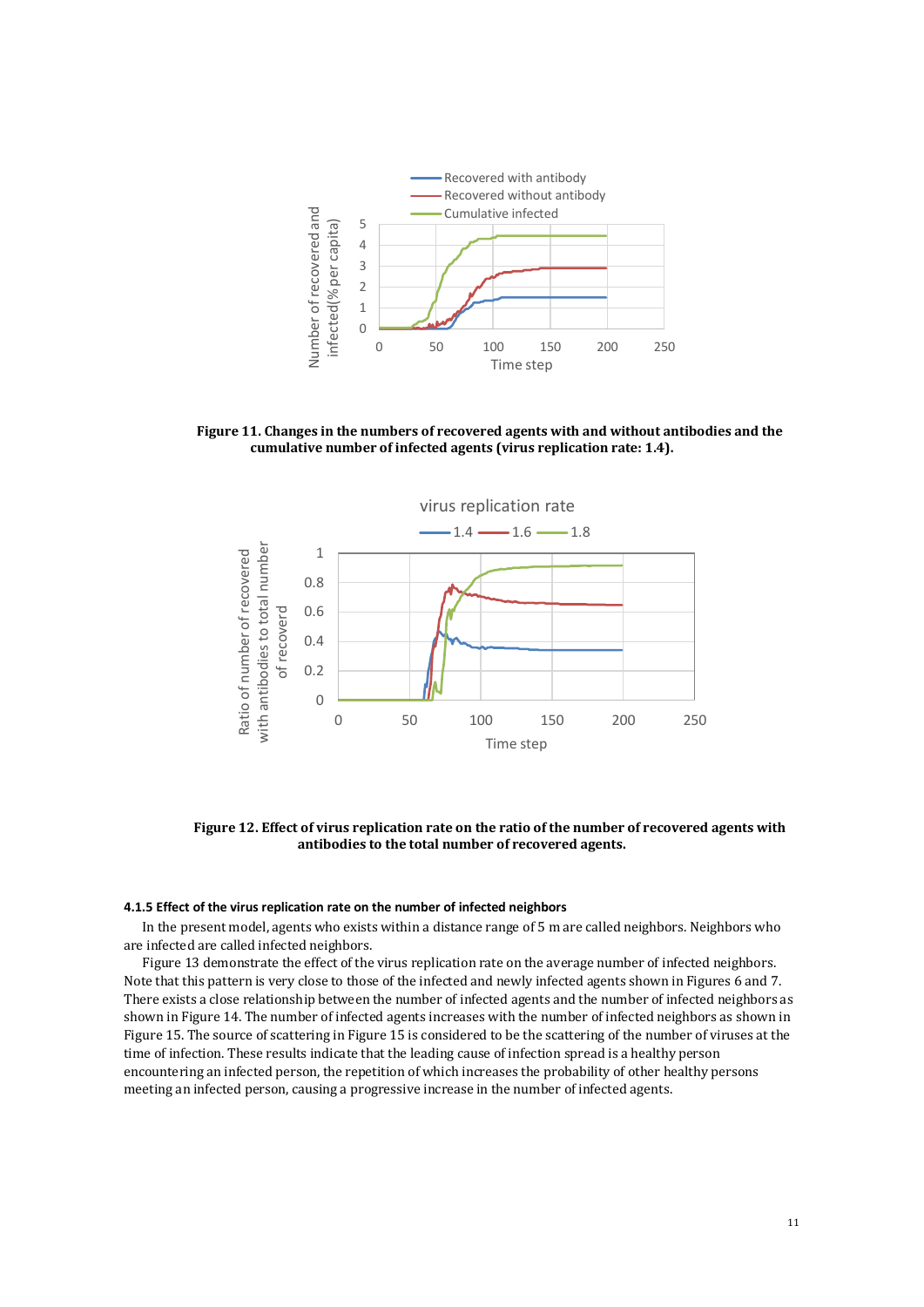**Figure 11. Changes in the numbers of recovered agents with and without antibodies and the cumulative number of infected agents (virus replication rate: 1.4).**

**Figure 12. Effect of virus replication rate on the ratio of the number of recovered agents with antibodies to the total number of recovered agents.**

#### 4.1.5 Effect of the virus replication rate on the number of infected neighbors

In the present model, agents who exists within a distance range of 5 m are called neighbors. Neighbors who are infected are called infected neighbors.

Figure 13 demonstrate the effect of the virus replication rate on the average number of infected neighbors. Note that this pattern is very close to those of the infected and newly infected agents shown in Figures 6 and 7. There exists a close relationship between the number of infected agents and the number of infected neighbors as shown in Figure 14. The number of infected agents increases with the number of infected neighbors as shown in Figure 15. The source of scattering in Figure 15 is considered to be the scattering of the number of viruses at the time of infection. These results indicate that the leading cause of infection spread is a healthy person encountering an infected person, the repetition of which increases the probability of other healthy persons meeting an infected person, causing a progressive increase in the number of infected agents.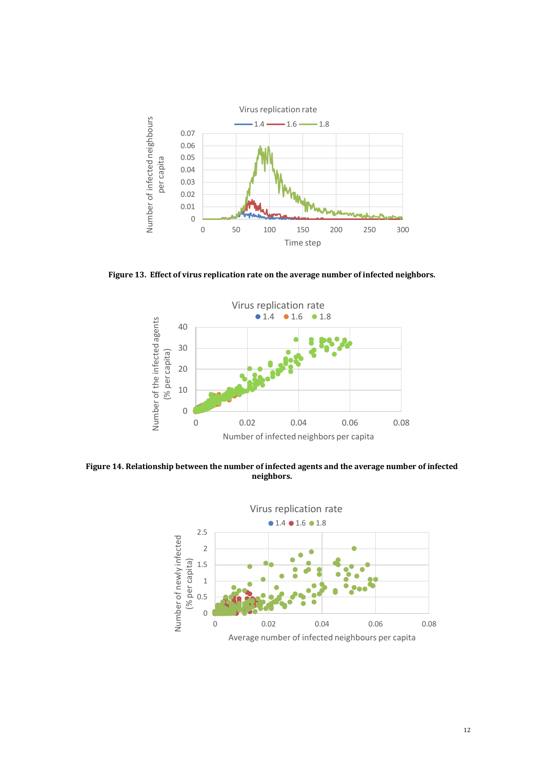**Figure 13. Effect of virus replication rate on the average number of infected neighbors.**

**Figure 14. Relationship between the number of infected agents and the average number of infected neighbors.**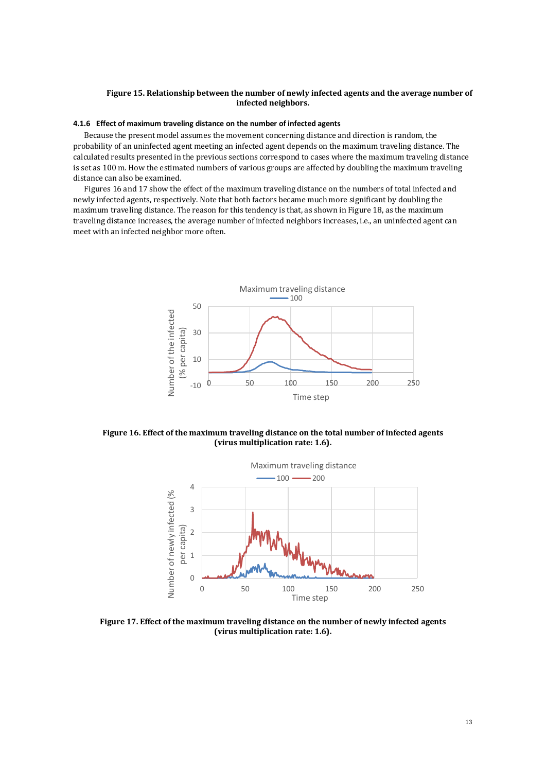**Figure 15. Relationship between the number of newly infected agents and the average number of infected neighbors.**

#### 4.1.6 Effect of maximum traveling distance on the number of infected agents

Because the present model assumes the movement concerning distance and direction is random, the probability of an uninfected agent meeting an infected agent depends on the maximum traveling distance. The calculated results presented in the previous sections correspond to cases where the maximum traveling distance is set as 100 m. How the estimated numbers of various groups are affected by doubling the maximum traveling distance can also be examined.

Figures 16 and 17 show the effect of the maximum traveling distance on the numbers of total infected and newly infected agents, respectively. Note that both factors became much more significant by doubling the maximum traveling distance. The reason for this tendency is that, as shown in Figure 18, as the maximum traveling distance increases, the average number of infected neighbors increases, i.e., an uninfected agent can meet with an infected neighbor more often.

**Figure 16. Effect of the maximum traveling distance on the total number of infected agents (virus multiplication rate: 1.6).**

**Figure 17. Effect of the maximum traveling distance on the number of newly infected agents (virus multiplication rate: 1.6).**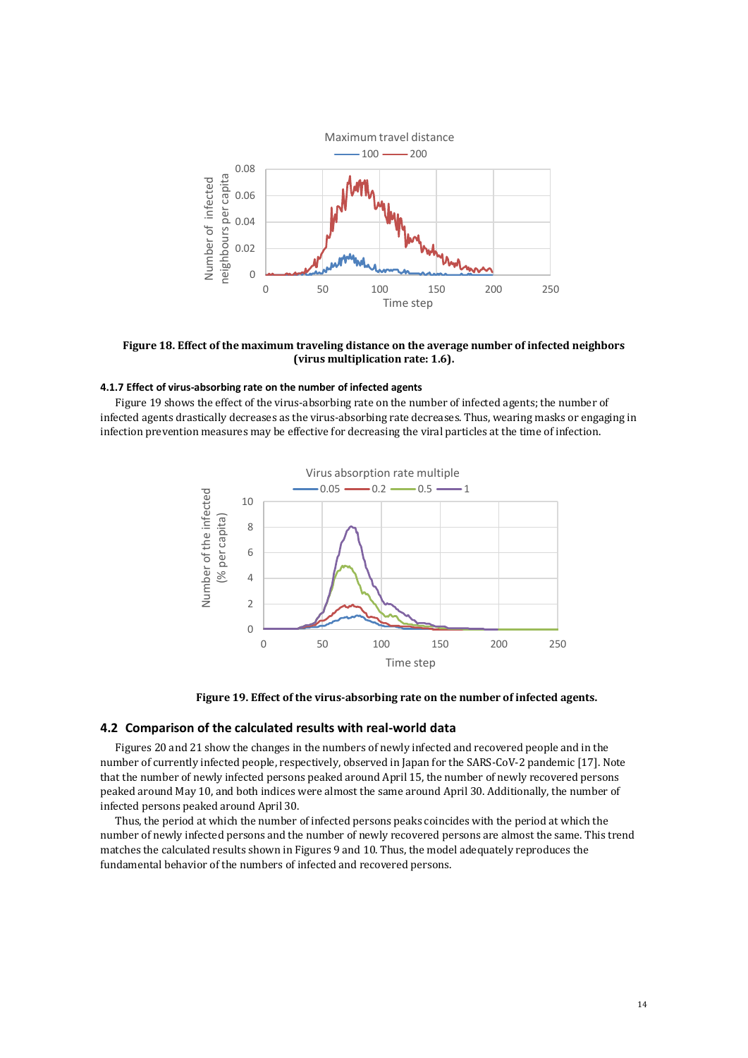**Figure 18. Effect of the maximum traveling distance on the average number of infected neighbors (virus multiplication rate: 1.6).**

#### 4.1.7 Effect of virus-absorbing rate on the number of infected agents

Figure 19 shows the effect of the virus-absorbing rate on the number of infected agents; the number of infected agents drastically decreases as the virus-absorbing rate decreases. Thus, wearing masks or engaging in infection prevention measures may be effective for decreasing the viral particles at the time of infection.

**Figure 19. Effect of the virus-absorbing rate on the number of infected agents.**

### 4.2 Comparison of the calculated results with real-world data

Figures 20 and 21 show the changes in the numbers of newly infected and recovered people and in the number of currently infected people, respectively, observed in Japan for the SARS-CoV-2 pandemic [17]. Note that the number of newly infected persons peaked around April 15, the number of newly recovered persons peaked around May 10, and both indices were almost the same around April 30. Additionally, the number of infected persons peaked around April 30.

Thus, the period at which the number of infected persons peaks coincides with the period at which the number of newly infected persons and the number of newly recovered persons are almost the same. This trend matches the calculated results shown in Figures 9 and 10. Thus, the model adequately reproduces the fundamental behavior of the numbers of infected and recovered persons.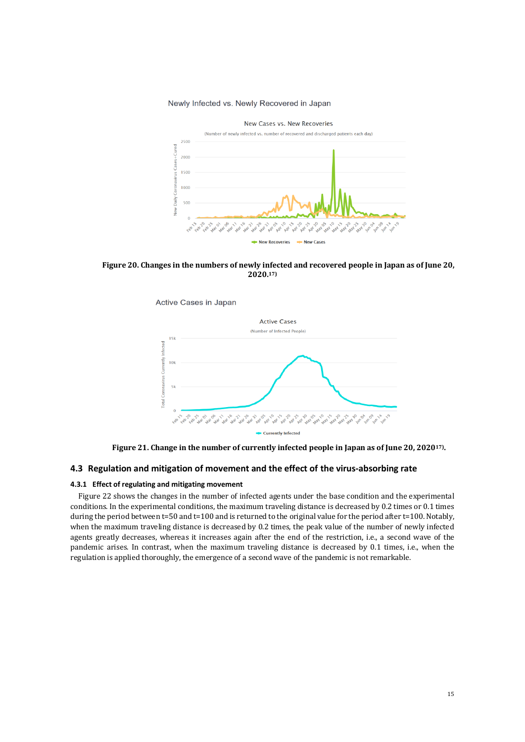Figure 20. Changes in the numbers of newly infected and recovered people in Japan as of June 20, 2020.[17)]

Figure 21. Change in the number of currently infected people in Japan as of June 20, 2020[17)].

## 4.3 Regulation and mitigation of movement and the effect of the virus-absorbing rate

### 4.3.1 Effect of regulating and mitigating movement

Figure 22 shows the changes in the number of infected agents under the base condition and the experimental conditions. In the experimental conditions, the maximum traveling distance is decreased by 0.2 times or 0.1 times during the period between t=50 and t=100 and is returned to the original value for the period after t=100. Notably, when the maximum traveling distance is decreased by 0.2 times, the peak value of the number of newly infected agents greatly decreases, whereas it increases again after the end of the restriction, i.e., a second wave of the pandemic arises. In contrast, when the maximum traveling distance is decreased by 0.1 times, i.e., when the regulation is applied thoroughly, the emergence of a second wave of the pandemic is not remarkable.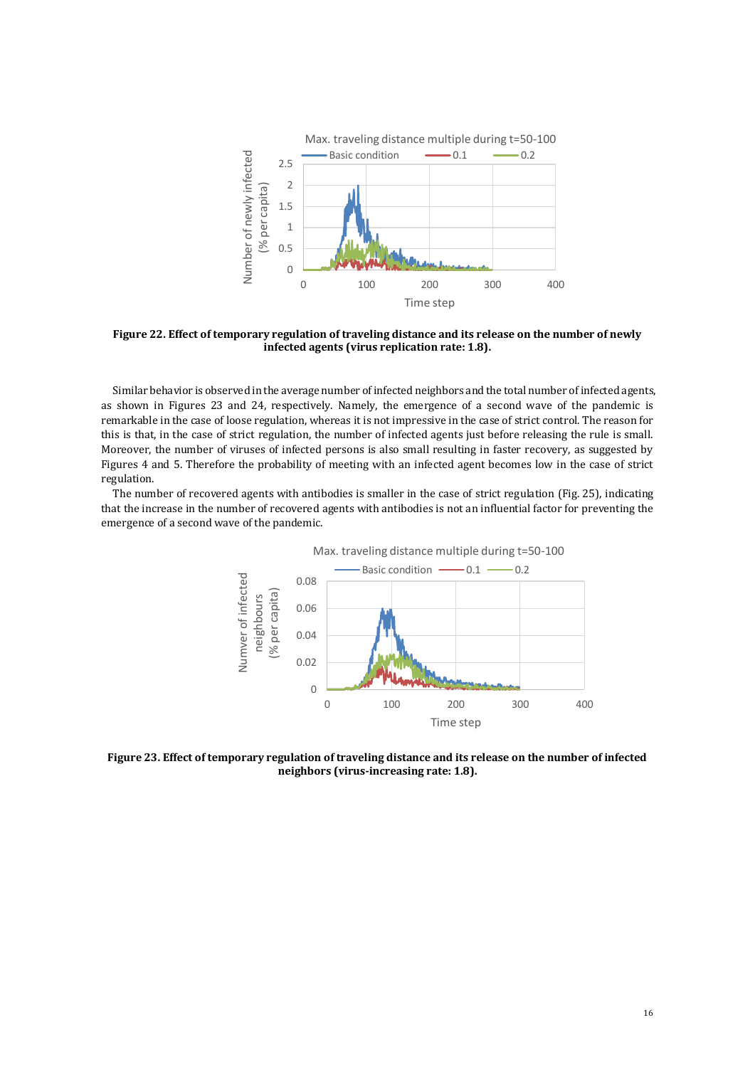**Figure 22. Effect of temporary regulation of traveling distance and its release on the number of newly infected agents (virus replication rate: 1.8).**

Similar behavior is observed in the average number of infected neighbors and the total number of infected agents, as shown in Figures 23 and 24, respectively. Namely, the emergence of a second wave of the pandemic is remarkable in the case of loose regulation, whereas it is not impressive in the case of strict control. The reason for this is that, in the case of strict regulation, the number of infected agents just before releasing the rule is small. Moreover, the number of viruses of infected persons is also small resulting in faster recovery, as suggested by Figures 4 and 5. Therefore the probability of meeting with an infected agent becomes low in the case of strict regulation.

The number of recovered agents with antibodies is smaller in the case of strict regulation (Fig. 25), indicating that the increase in the number of recovered agents with antibodies is not an influential factor for preventing the emergence of a second wave of the pandemic.

**Figure 23. Effect of temporary regulation of traveling distance and its release on the number of infected neighbors (virus-increasing rate: 1.8).**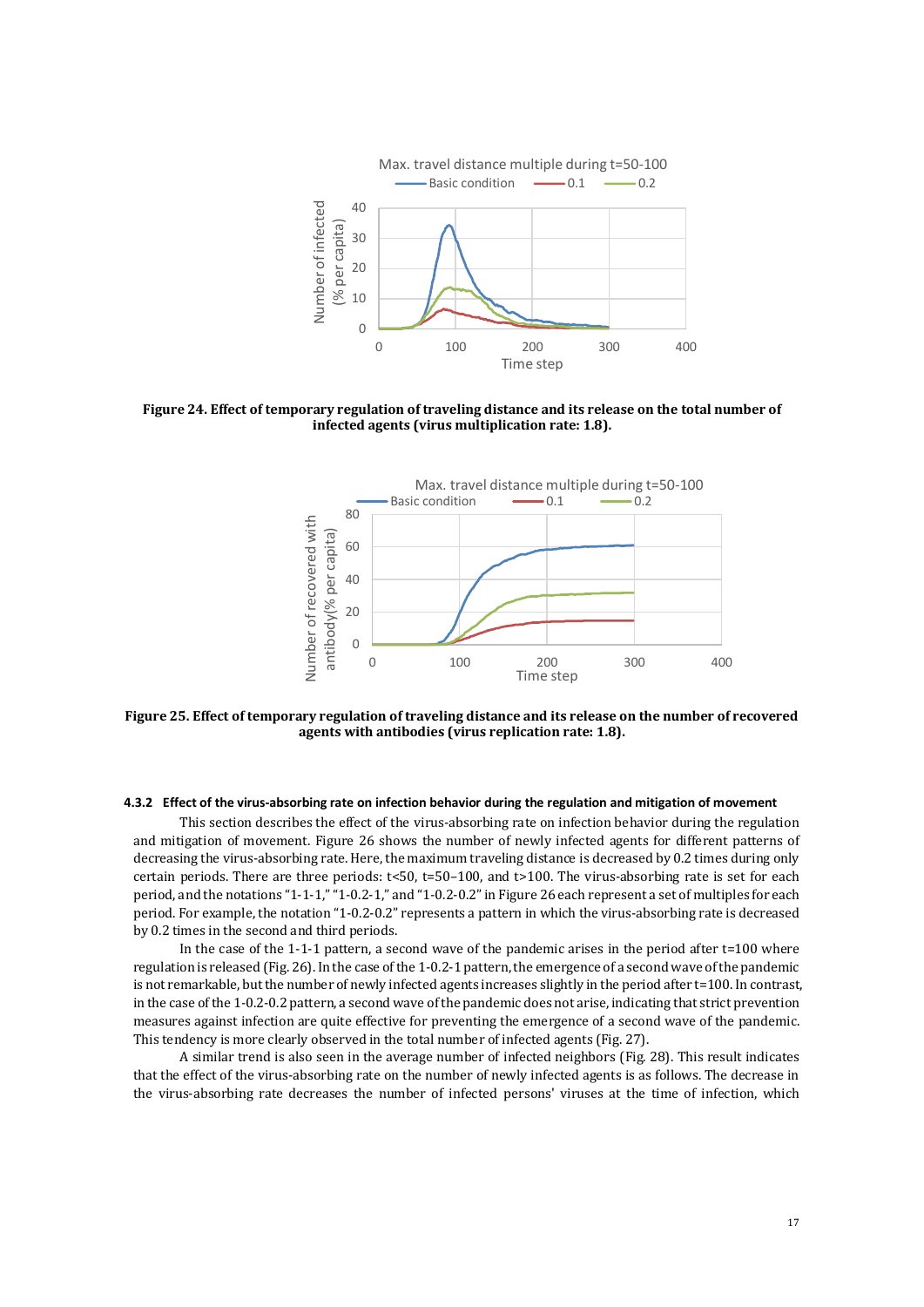**Figure 24. Effect of temporary regulation of traveling distance and its release on the total number of infected agents (virus multiplication rate: 1.8).**

**Figure 25. Effect of temporary regulation of traveling distance and its release on the number of recovered agents with antibodies (virus replication rate: 1.8).**

#### 4.3.2 Effect of the virus-absorbing rate on infection behavior during the regulation and mitigation of movement

This section describes the effect of the virus-absorbing rate on infection behavior during the regulation and mitigation of movement. Figure 26 shows the number of newly infected agents for different patterns of decreasing the virus-absorbing rate. Here, the maximum traveling distance is decreased by 0.2 times during only certain periods. There are three periods: t<50, t=50–100, and t>100. The virus-absorbing rate is set for each period, and the notations "1-1-1," "1-0.2-1," and "1-0.2-0.2" in Figure 26 each represent a set of multiples for each period. For example, the notation "1-0.2-0.2" represents a pattern in which the virus-absorbing rate is decreased by 0.2 times in the second and third periods.

In the case of the 1-1-1 pattern, a second wave of the pandemic arises in the period after t=100 where regulation is released (Fig. 26). In the case of the 1-0.2-1 pattern, the emergence of a second wave of the pandemic is not remarkable, but the number of newly infected agents increases slightly in the period after t=100. In contrast, in the case of the 1-0.2-0.2 pattern, a second wave of the pandemic does not arise, indicating that strict prevention measures against infection are quite effective for preventing the emergence of a second wave of the pandemic. This tendency is more clearly observed in the total number of infected agents (Fig. 27).

A similar trend is also seen in the average number of infected neighbors (Fig. 28). This result indicates that the effect of the virus-absorbing rate on the number of newly infected agents is as follows. The decrease in the virus-absorbing rate decreases the number of infected persons' viruses at the time of infection, which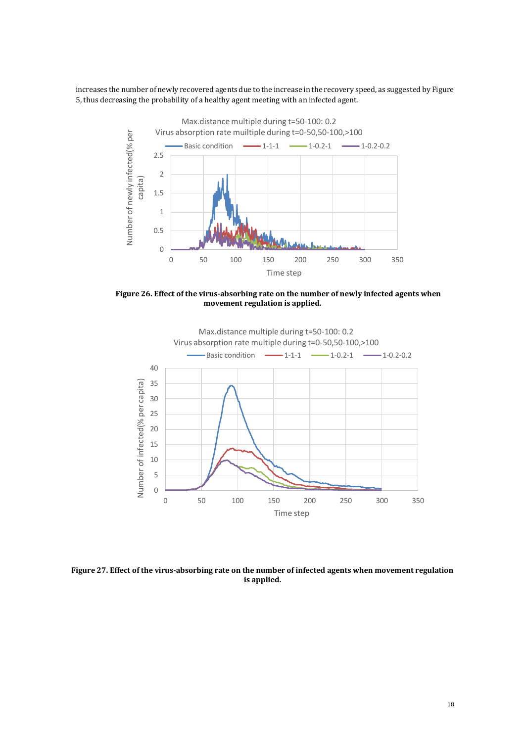increases the number of newly recovered agents due to the increase in the recovery speed, as suggested by Figure 5, thus decreasing the probability of a healthy agent meeting with an infected agent.

**Figure 26. Effect of the virus-absorbing rate on the number of newly infected agents when movement regulation is applied.**

**Figure 27. Effect of the virus-absorbing rate on the number of infected agents when movement regulation is applied.**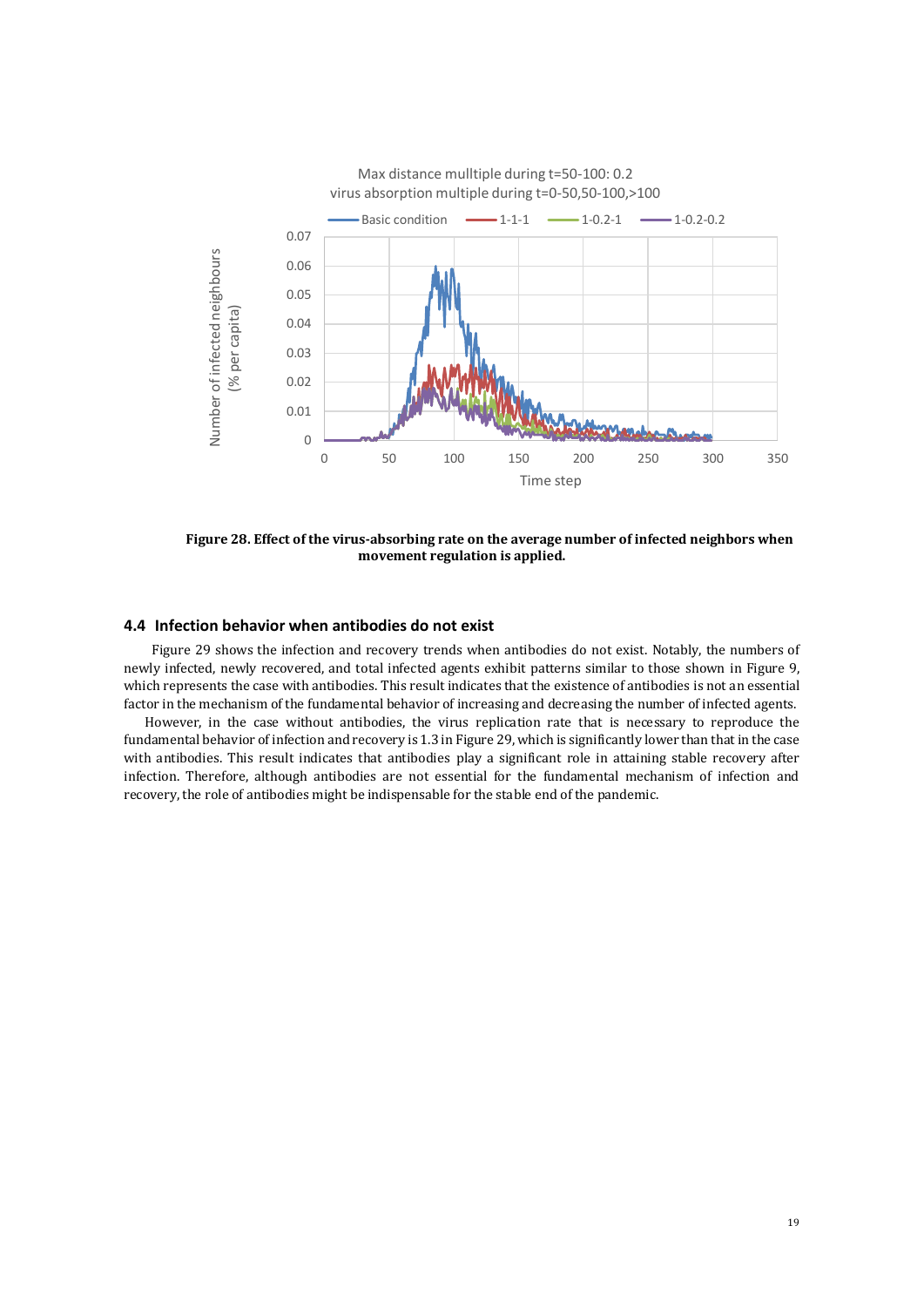Figure 28. Effect of the virus-absorbing rate on the average number of infected neighbors when movement regulation is applied.

## 4.4 Infection behavior when antibodies do not exist

Figure 29 shows the infection and recovery trends when antibodies do not exist. Notably, the numbers of newly infected, newly recovered, and total infected agents exhibit patterns similar to those shown in Figure 9, which represents the case with antibodies. This result indicates that the existence of antibodies is not an essential factor in the mechanism of the fundamental behavior of increasing and decreasing the number of infected agents.

However, in the case without antibodies, the virus replication rate that is necessary to reproduce the fundamental behavior of infection and recovery is 1.3 in Figure 29, which is significantly lower than that in the case with antibodies. This result indicates that antibodies play a significant role in attaining stable recovery after infection. Therefore, although antibodies are not essential for the fundamental mechanism of infection and recovery, the role of antibodies might be indispensable for the stable end of the pandemic.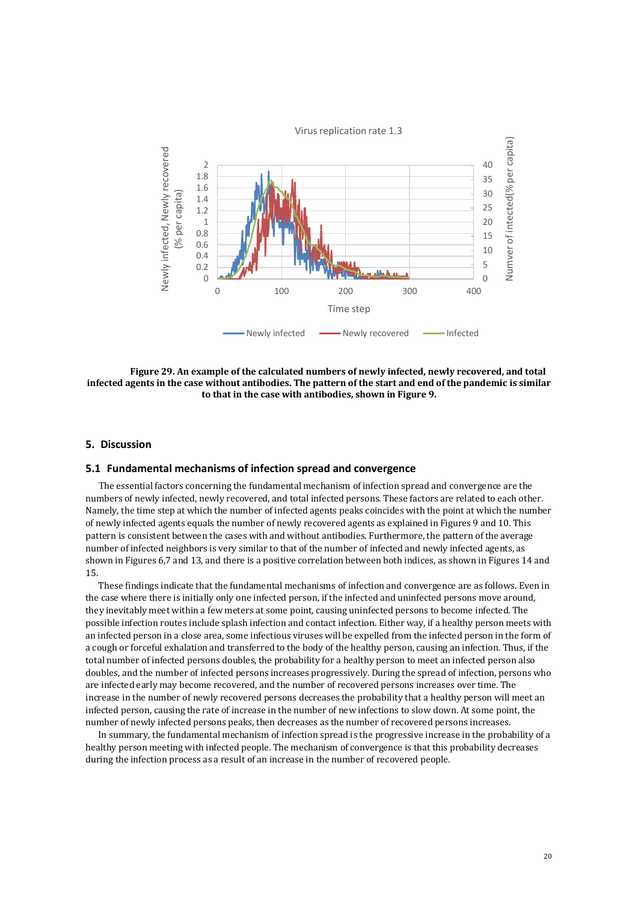**Figure 29. An example of the calculated numbers of newly infected, newly recovered, and total infected agents in the case without antibodies. The pattern of the start and end of the pandemic is similar to that in the case with antibodies, shown in Figure 9.**

## 5. Discussion

### 5.1 Fundamental mechanisms of infection spread and convergence

The essential factors concerning the fundamental mechanism of infection spread and convergence are the numbers of newly infected, newly recovered, and total infected persons. These factors are related to each other. Namely, the time step at which the number of infected agents peaks coincides with the point at which the number of newly infected agents equals the number of newly recovered agents as explained in Figures 9 and 10. This pattern is consistent between the cases with and without antibodies. Furthermore, the pattern of the average number of infected neighbors is very similar to that of the number of infected and newly infected agents, as shown in Figures 6,7 and 13, and there is a positive correlation between both indices, as shown in Figures 14 and 15.

These findings indicate that the fundamental mechanisms of infection and convergence are as follows. Even in the case where there is initially only one infected person, if the infected and uninfected persons move around, they inevitably meet within a few meters at some point, causing uninfected persons to become infected. The possible infection routes include splash infection and contact infection. Either way, if a healthy person meets with an infected person in a close area, some infectious viruses will be expelled from the infected person in the form of a cough or forceful exhalation and transferred to the body of the healthy person, causing an infection. Thus, if the total number of infected persons doubles, the probability for a healthy person to meet an infected person also doubles, and the number of infected persons increases progressively. During the spread of infection, persons who are infected early may become recovered, and the number of recovered persons increases over time. The increase in the number of newly recovered persons decreases the probability that a healthy person will meet an infected person, causing the rate of increase in the number of new infections to slow down. At some point, the number of newly infected persons peaks, then decreases as the number of recovered persons increases.

In summary, the fundamental mechanism of infection spread is the progressive increase in the probability of a healthy person meeting with infected people. The mechanism of convergence is that this probability decreases during the infection process as a result of an increase in the number of recovered people.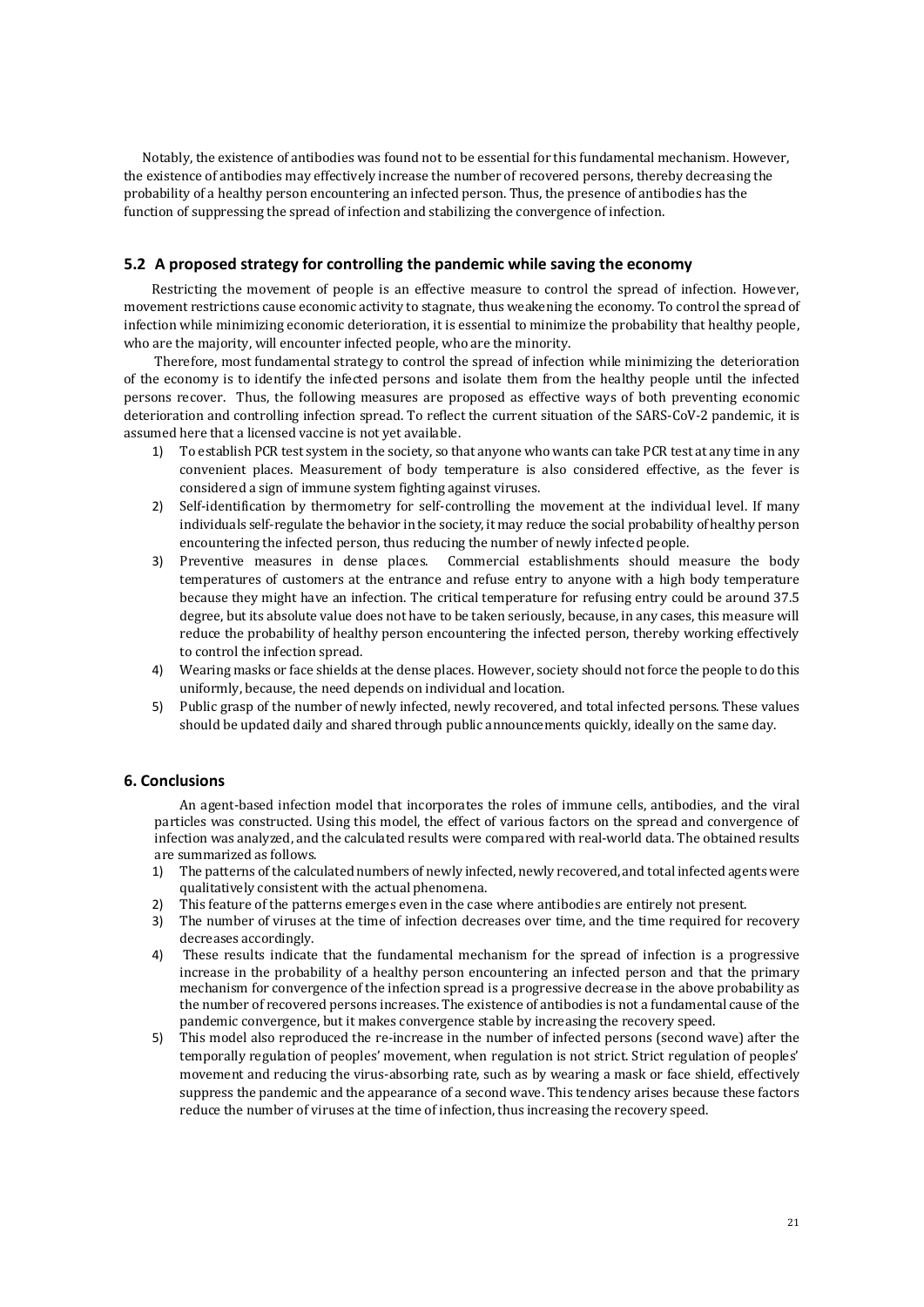Notably, the existence of antibodies was found not to be essential for this fundamental mechanism. However, the existence of antibodies may effectively increase the number of recovered persons, thereby decreasing the probability of a healthy person encountering an infected person. Thus, the presence of antibodies has the function of suppressing the spread of infection and stabilizing the convergence of infection.

### 5.2 A proposed strategy for controlling the pandemic while saving the economy

Restricting the movement of people is an effective measure to control the spread of infection. However, movement restrictions cause economic activity to stagnate, thus weakening the economy. To control the spread of infection while minimizing economic deterioration, it is essential to minimize the probability that healthy people, who are the majority, will encounter infected people, who are the minority.

Therefore, most fundamental strategy to control the spread of infection while minimizing the deterioration of the economy is to identify the infected persons and isolate them from the healthy people until the infected persons recover. Thus, the following measures are proposed as effective ways of both preventing economic deterioration and controlling infection spread. To reflect the current situation of the SARS-CoV-2 pandemic, it is assumed here that a licensed vaccine is not yet available.

1) To establish PCR test system in the society, so that anyone who wants can take PCR test at any time in any convenient places. Measurement of body temperature is also considered effective, as the fever is considered a sign of immune system fighting against viruses.
2) Self-identification by thermometry for self-controlling the movement at the individual level. If many individuals self-regulate the behavior in the society, it may reduce the social probability of healthy person encountering the infected person, thus reducing the number of newly infected people.
3) Preventive measures in dense places. Commercial establishments should measure the body temperatures of customers at the entrance and refuse entry to anyone with a high body temperature because they might have an infection. The critical temperature for refusing entry could be around 37.5 degree, but its absolute value does not have to be taken seriously, because, in any cases, this measure will reduce the probability of healthy person encountering the infected person, thereby working effectively to control the infection spread.
4) Wearing masks or face shields at the dense places. However, society should not force the people to do this uniformly, because, the need depends on individual and location.
5) Public grasp of the number of newly infected, newly recovered, and total infected persons. These values should be updated daily and shared through public announcements quickly, ideally on the same day.

## 6. Conclusions

An agent-based infection model that incorporates the roles of immune cells, antibodies, and the viral particles was constructed. Using this model, the effect of various factors on the spread and convergence of infection was analyzed, and the calculated results were compared with real-world data. The obtained results are summarized as follows.

1) The patterns of the calculated numbers of newly infected, newly recovered, and total infected agents were qualitatively consistent with the actual phenomena.
2) This feature of the patterns emerges even in the case where antibodies are entirely not present.
3) The number of viruses at the time of infection decreases over time, and the time required for recovery decreases accordingly.
4) These results indicate that the fundamental mechanism for the spread of infection is a progressive increase in the probability of a healthy person encountering an infected person and that the primary mechanism for convergence of the infection spread is a progressive decrease in the above probability as the number of recovered persons increases. The existence of antibodies is not a fundamental cause of the pandemic convergence, but it makes convergence stable by increasing the recovery speed.
5) This model also reproduced the re-increase in the number of infected persons (second wave) after the temporally regulation of peoples' movement, when regulation is not strict. Strict regulation of peoples' movement and reducing the virus-absorbing rate, such as by wearing a mask or face shield, effectively suppress the pandemic and the appearance of a second wave. This tendency arises because these factors reduce the number of viruses at the time of infection, thus increasing the recovery speed.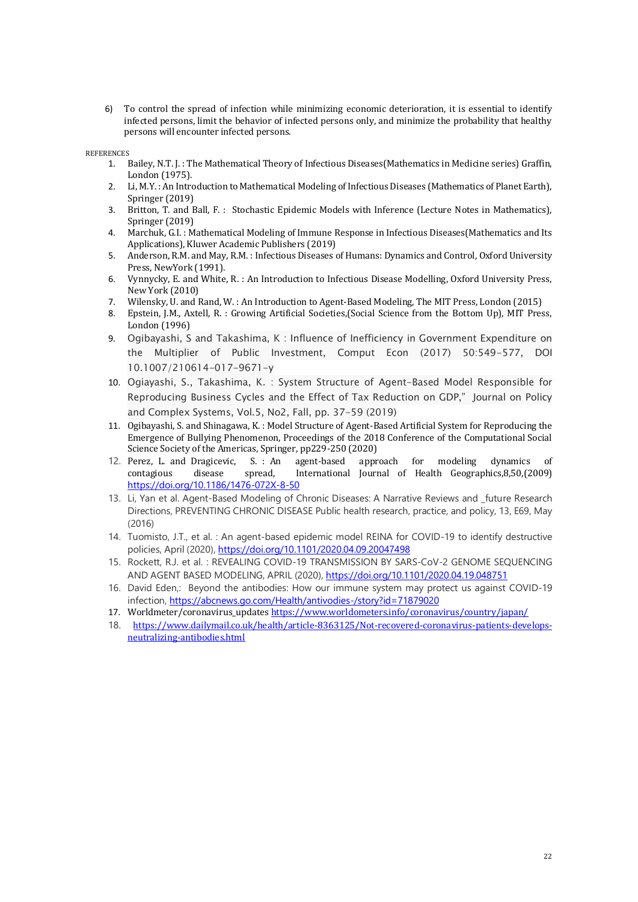6) To control the spread of infection while minimizing economic deterioration, it is essential to identify infected persons, limit the behavior of infected persons only, and minimize the probability that healthy persons will encounter infected persons.

REFERENCES

1. Bailey, N.T. J. : The Mathematical Theory of Infectious Diseases(Mathematics in Medicine series) Graffin, London (1975).
2. Li, M.Y. : An Introduction to Mathematical Modeling of Infectious Diseases (Mathematics of Planet Earth), Springer (2019)
3. Britton, T. and Ball, F. : Stochastic Epidemic Models with Inference (Lecture Notes in Mathematics), Springer (2019)
4. Marchuk, G.I. : Mathematical Modeling of Immune Response in Infectious Diseases(Mathematics and Its Applications), Kluwer Academic Publishers (2019)
5. Anderson, R.M. and May, R.M. : Infectious Diseases of Humans: Dynamics and Control, Oxford University Press, NewYork (1991).
6. Vynnycky, E. and White, R. : An Introduction to Infectious Disease Modelling, Oxford University Press, New York (2010)
7. Wilensky, U. and Rand, W. : An Introduction to Agent-Based Modeling, The MIT Press, London (2015)
8. Epstein, J.M., Axtell, R. : Growing Artificial Societies,(Social Science from the Bottom Up), MIT Press, London (1996)
9. Ogibayashi, S and Takashima, K : Influence of Inefficiency in Government Expenditure on the Multiplier of Public Investment, Comput Econ (2017) 50:549-577, DOI 10.1007/210614-017-9671-y
10. Ogiayashi, S., Takashima, K. : System Structure of Agent-Based Model Responsible for Reproducing Business Cycles and the Effect of Tax Reduction on GDP," Journal on Policy and Complex Systems, Vol.5, No2, Fall, pp. 37-59 (2019)
11. Ogibayashi, S. and Shinagawa, K. : Model Structure of Agent-Based Artificial System for Reproducing the Emergence of Bullying Phenomenon, Proceedings of the 2018 Conference of the Computational Social Science Society of the Americas, Springer, pp229-250 (2020)
12. Perez, L. and Dragicevic, S. : An agent-based approach for modeling dynamics of contagious disease spread, International Journal of Health Geographics,8,50,(2009) https://doi.org/10.1186/1476-072X-8-50
13. Li, Yan et al. Agent-Based Modeling of Chronic Diseases: A Narrative Reviews and _future Research Directions, PREVENTING CHRONIC DISEASE Public health research, practice, and policy, 13, E69, May (2016)
14. Tuomisto, J.T., et al. : An agent-based epidemic model REINA for COVID-19 to identify destructive policies, April (2020), https://doi.org/10.1101/2020.04.09.20047498
15. Rockett, R.J. et al. : REVEALING COVID-19 TRANSMISSION BY SARS-CoV-2 GENOME SEQUENCING AND AGENT BASED MODELING, APRIL (2020), https://doi.org/10.1101/2020.04.19.048751
16. David Eden,: Beyond the antibodies: How our immune system may protect us against COVID-19 infection, https://abcnews.go.com/Health/antivodies-/story?id=71879020
17. Worldmeter/coronavirus_updates https://www.worldometers.info/coronavirus/country/japan/
18. https://www.dailymail.co.uk/health/article-8363125/Not-recovered-coronavirus-patients-develops-neutralizing-antibodies.html